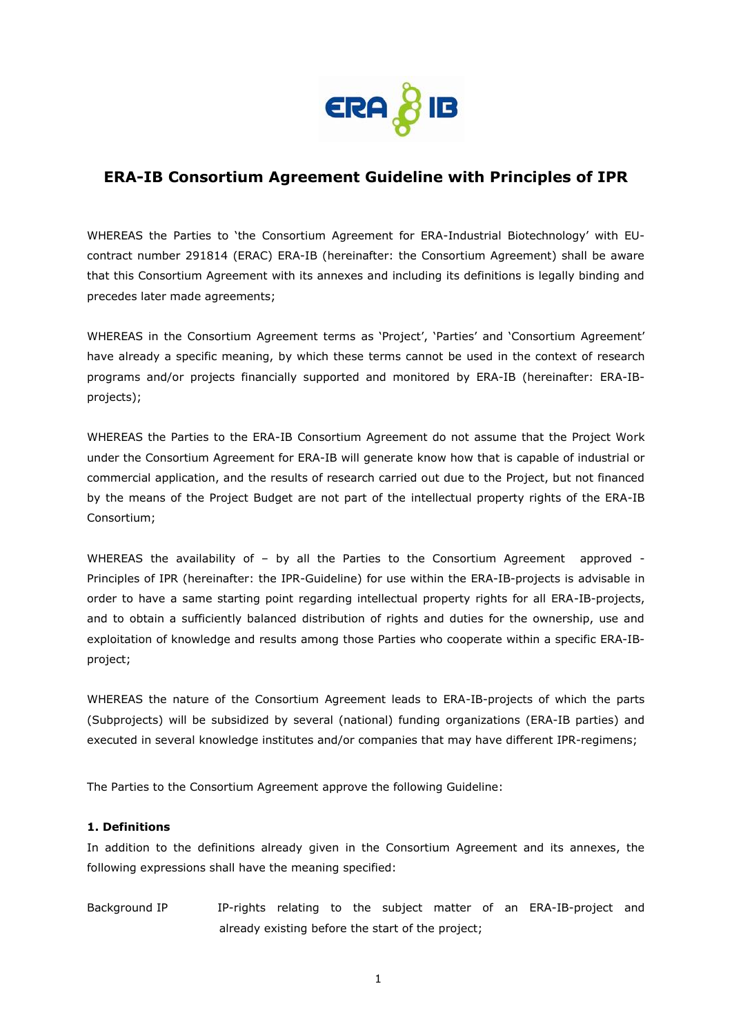# ERA-IB Consortium Agreement Guideline with Principles of IPR

WHEREAS the Parties to 'the Consortium Agreement for ERA-Industrial Biotechnology' with EU-contract number 291814 (ERAC) ERA-IB (hereinafter: the Consortium Agreement) shall be aware that this Consortium Agreement with its annexes and including its definitions is legally binding and precedes later made agreements;

WHEREAS in the Consortium Agreement terms as 'Project', 'Parties' and 'Consortium Agreement' have already a specific meaning, by which these terms cannot be used in the context of research programs and/or projects financially supported and monitored by ERA-IB (hereinafter: ERA-IB-projects);

WHEREAS the Parties to the ERA-IB Consortium Agreement do not assume that the Project Work under the Consortium Agreement for ERA-IB will generate know how that is capable of industrial or commercial application, and the results of research carried out due to the Project, but not financed by the means of the Project Budget are not part of the intellectual property rights of the ERA-IB Consortium;

WHEREAS the availability of – by all the Parties to the Consortium Agreement approved - Principles of IPR (hereinafter: the IPR-Guideline) for use within the ERA-IB-projects is advisable in order to have a same starting point regarding intellectual property rights for all ERA-IB-projects, and to obtain a sufficiently balanced distribution of rights and duties for the ownership, use and exploitation of knowledge and results among those Parties who cooperate within a specific ERA-IB-project;

WHEREAS the nature of the Consortium Agreement leads to ERA-IB-projects of which the parts (Subprojects) will be subsidized by several (national) funding organizations (ERA-IB parties) and executed in several knowledge institutes and/or companies that may have different IPR-regimens;

The Parties to the Consortium Agreement approve the following Guideline:

**1. Definitions**

In addition to the definitions already given in the Consortium Agreement and its annexes, the following expressions shall have the meaning specified:

| | |
|---|---|
| Background IP | IP-rights relating to the subject matter of an ERA-IB-project and already existing before the start of the project; |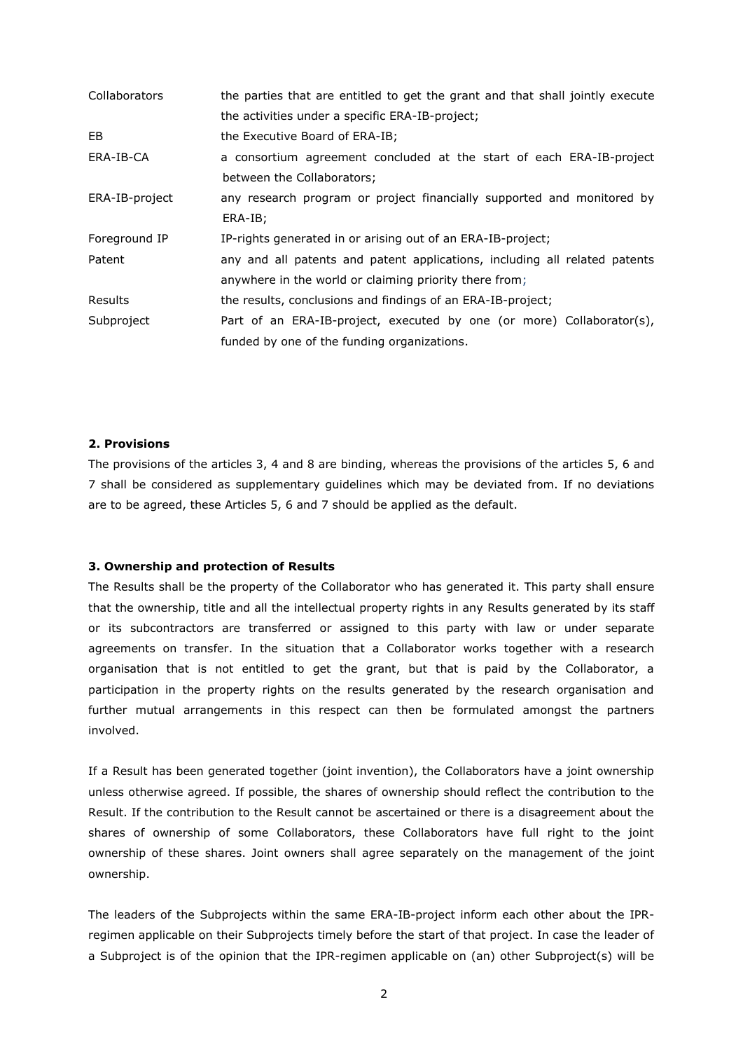| | |
|---|---|
| Collaborators | the parties that are entitled to get the grant and that shall jointly execute the activities under a specific ERA-IB-project; |
| EB | the Executive Board of ERA-IB; |
| ERA-IB-CA | a consortium agreement concluded at the start of each ERA-IB-project between the Collaborators; |
| ERA-IB-project | any research program or project financially supported and monitored by ERA-IB; |
| Foreground IP | IP-rights generated in or arising out of an ERA-IB-project; |
| Patent | any and all patents and patent applications, including all related patents anywhere in the world or claiming priority there from; |
| Results | the results, conclusions and findings of an ERA-IB-project; |
| Subproject | Part of an ERA-IB-project, executed by one (or more) Collaborator(s), funded by one of the funding organizations. |

**2. Provisions**

The provisions of the articles 3, 4 and 8 are binding, whereas the provisions of the articles 5, 6 and 7 shall be considered as supplementary guidelines which may be deviated from. If no deviations are to be agreed, these Articles 5, 6 and 7 should be applied as the default.

**3. Ownership and protection of Results**

The Results shall be the property of the Collaborator who has generated it. This party shall ensure that the ownership, title and all the intellectual property rights in any Results generated by its staff or its subcontractors are transferred or assigned to this party with law or under separate agreements on transfer. In the situation that a Collaborator works together with a research organisation that is not entitled to get the grant, but that is paid by the Collaborator, a participation in the property rights on the results generated by the research organisation and further mutual arrangements in this respect can then be formulated amongst the partners involved.

If a Result has been generated together (joint invention), the Collaborators have a joint ownership unless otherwise agreed. If possible, the shares of ownership should reflect the contribution to the Result. If the contribution to the Result cannot be ascertained or there is a disagreement about the shares of ownership of some Collaborators, these Collaborators have full right to the joint ownership of these shares. Joint owners shall agree separately on the management of the joint ownership.

The leaders of the Subprojects within the same ERA-IB-project inform each other about the IPR-regimen applicable on their Subprojects timely before the start of that project. In case the leader of a Subproject is of the opinion that the IPR-regimen applicable on (an) other Subproject(s) will be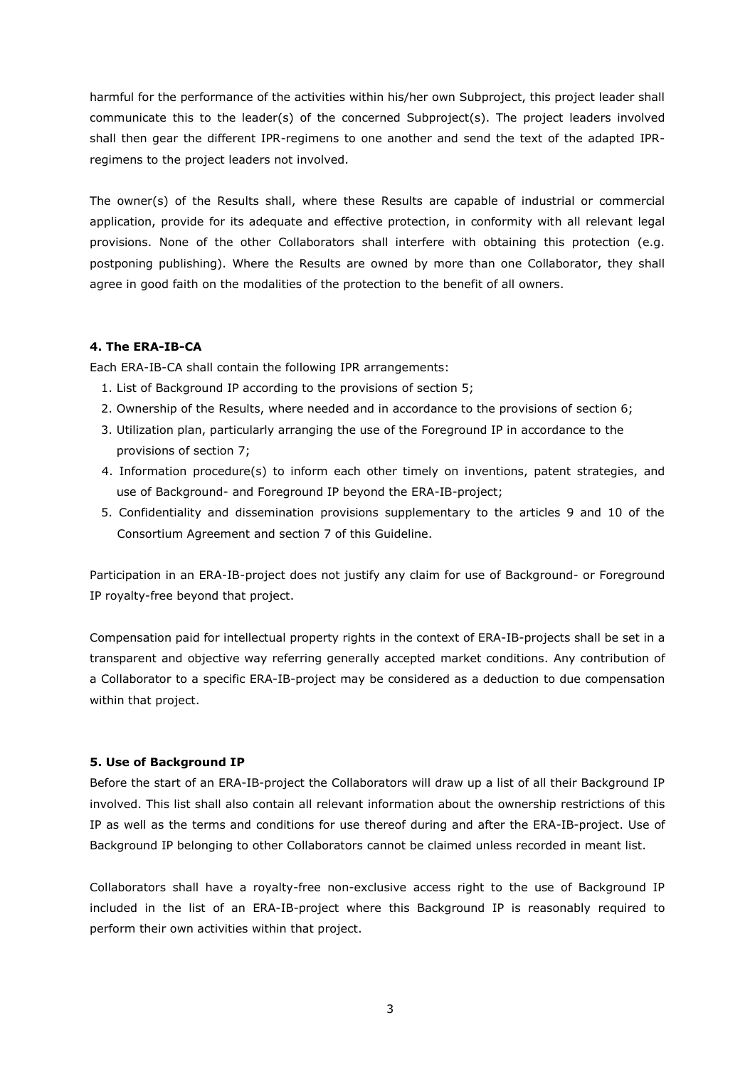harmful for the performance of the activities within his/her own Subproject, this project leader shall communicate this to the leader(s) of the concerned Subproject(s). The project leaders involved shall then gear the different IPR-regimens to one another and send the text of the adapted IPR-regimens to the project leaders not involved.

The owner(s) of the Results shall, where these Results are capable of industrial or commercial application, provide for its adequate and effective protection, in conformity with all relevant legal provisions. None of the other Collaborators shall interfere with obtaining this protection (e.g. postponing publishing). Where the Results are owned by more than one Collaborator, they shall agree in good faith on the modalities of the protection to the benefit of all owners.

#### 4. The ERA-IB-CA

Each ERA-IB-CA shall contain the following IPR arrangements:

1. List of Background IP according to the provisions of section 5;
2. Ownership of the Results, where needed and in accordance to the provisions of section 6;
3. Utilization plan, particularly arranging the use of the Foreground IP in accordance to the provisions of section 7;
4. Information procedure(s) to inform each other timely on inventions, patent strategies, and use of Background- and Foreground IP beyond the ERA-IB-project;
5. Confidentiality and dissemination provisions supplementary to the articles 9 and 10 of the Consortium Agreement and section 7 of this Guideline.

Participation in an ERA-IB-project does not justify any claim for use of Background- or Foreground IP royalty-free beyond that project.

Compensation paid for intellectual property rights in the context of ERA-IB-projects shall be set in a transparent and objective way referring generally accepted market conditions. Any contribution of a Collaborator to a specific ERA-IB-project may be considered as a deduction to due compensation within that project.

#### 5. Use of Background IP

Before the start of an ERA-IB-project the Collaborators will draw up a list of all their Background IP involved. This list shall also contain all relevant information about the ownership restrictions of this IP as well as the terms and conditions for use thereof during and after the ERA-IB-project. Use of Background IP belonging to other Collaborators cannot be claimed unless recorded in meant list.

Collaborators shall have a royalty-free non-exclusive access right to the use of Background IP included in the list of an ERA-IB-project where this Background IP is reasonably required to perform their own activities within that project.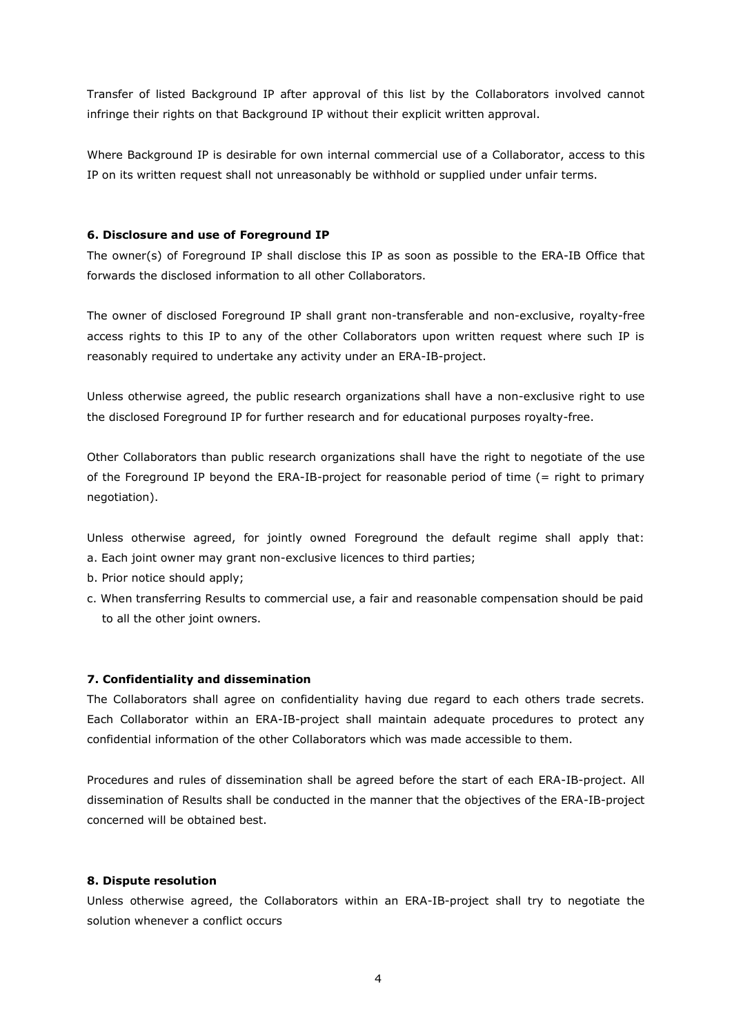Transfer of listed Background IP after approval of this list by the Collaborators involved cannot infringe their rights on that Background IP without their explicit written approval.

Where Background IP is desirable for own internal commercial use of a Collaborator, access to this IP on its written request shall not unreasonably be withhold or supplied under unfair terms.

**6. Disclosure and use of Foreground IP**

The owner(s) of Foreground IP shall disclose this IP as soon as possible to the ERA-IB Office that forwards the disclosed information to all other Collaborators.

The owner of disclosed Foreground IP shall grant non-transferable and non-exclusive, royalty-free access rights to this IP to any of the other Collaborators upon written request where such IP is reasonably required to undertake any activity under an ERA-IB-project.

Unless otherwise agreed, the public research organizations shall have a non-exclusive right to use the disclosed Foreground IP for further research and for educational purposes royalty-free.

Other Collaborators than public research organizations shall have the right to negotiate of the use of the Foreground IP beyond the ERA-IB-project for reasonable period of time (= right to primary negotiation).

Unless otherwise agreed, for jointly owned Foreground the default regime shall apply that:

a. Each joint owner may grant non-exclusive licences to third parties;

b. Prior notice should apply;

c. When transferring Results to commercial use, a fair and reasonable compensation should be paid to all the other joint owners.

**7. Confidentiality and dissemination**

The Collaborators shall agree on confidentiality having due regard to each others trade secrets. Each Collaborator within an ERA-IB-project shall maintain adequate procedures to protect any confidential information of the other Collaborators which was made accessible to them.

Procedures and rules of dissemination shall be agreed before the start of each ERA-IB-project. All dissemination of Results shall be conducted in the manner that the objectives of the ERA-IB-project concerned will be obtained best.

**8. Dispute resolution**

Unless otherwise agreed, the Collaborators within an ERA-IB-project shall try to negotiate the solution whenever a conflict occurs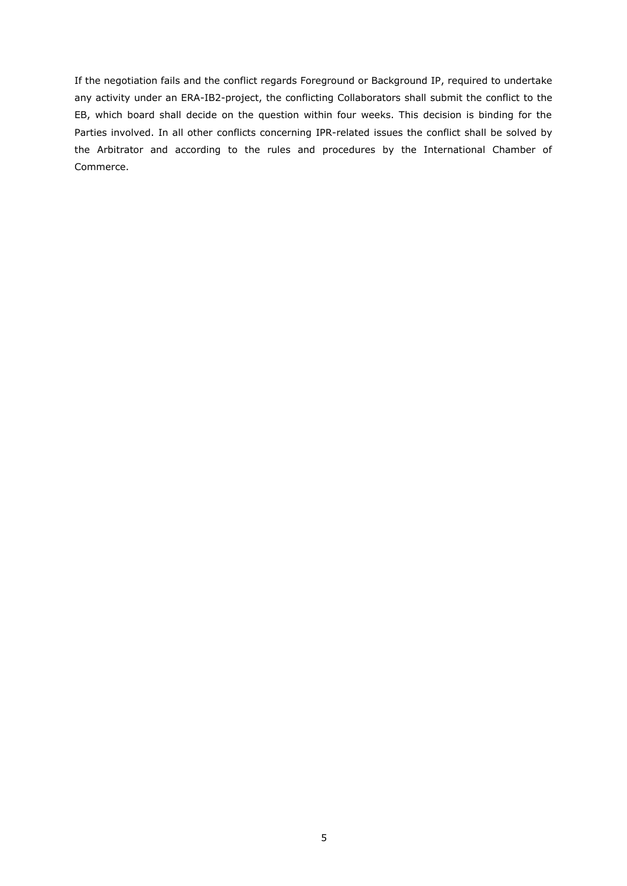If the negotiation fails and the conflict regards Foreground or Background IP, required to undertake any activity under an ERA-IB2-project, the conflicting Collaborators shall submit the conflict to the EB, which board shall decide on the question within four weeks. This decision is binding for the Parties involved. In all other conflicts concerning IPR-related issues the conflict shall be solved by the Arbitrator and according to the rules and procedures by the International Chamber of Commerce.